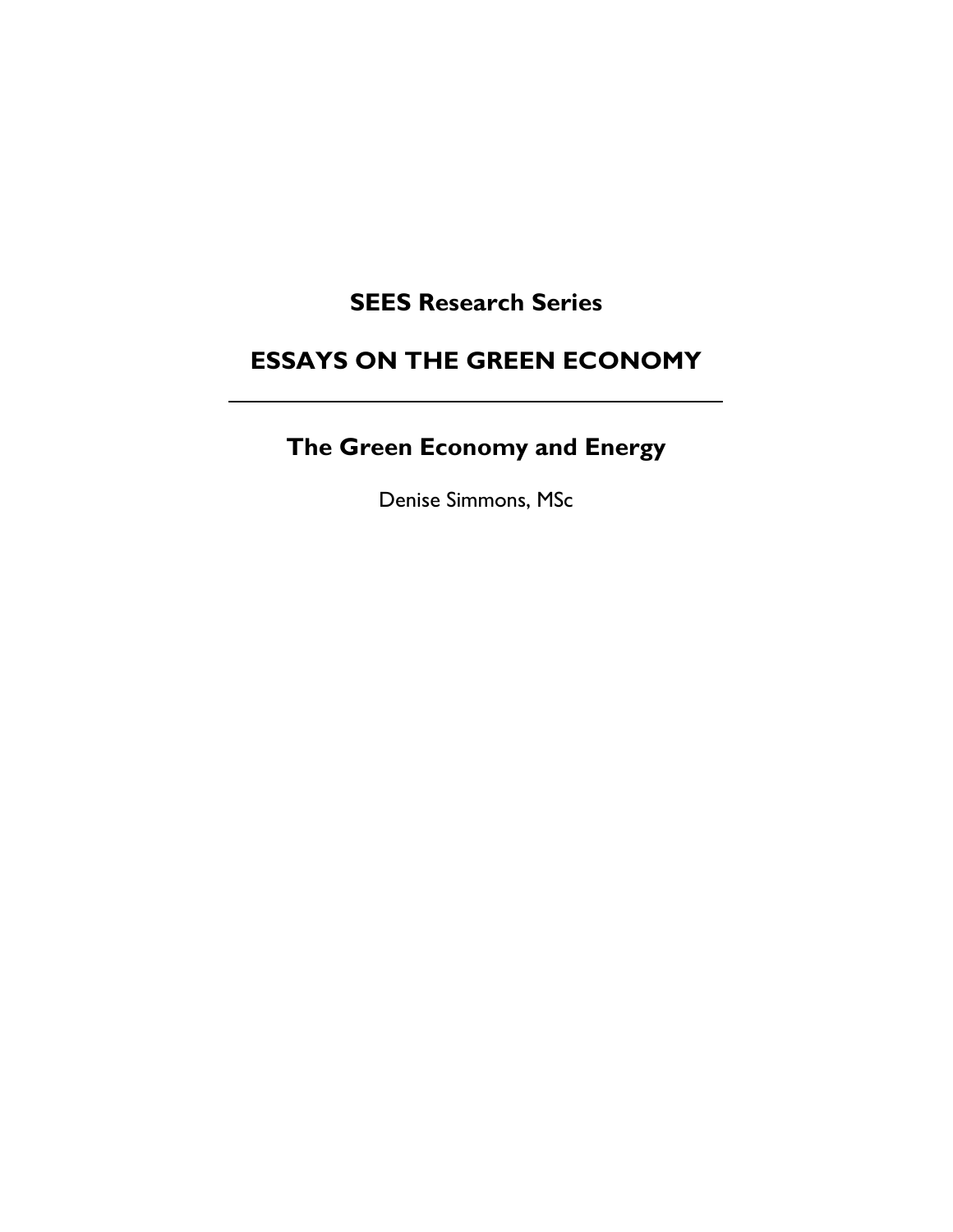**SEES Research Series**

# ESSAYS ON THE GREEN ECONOMY

---

## The Green Economy and Energy

Denise Simmons, MSc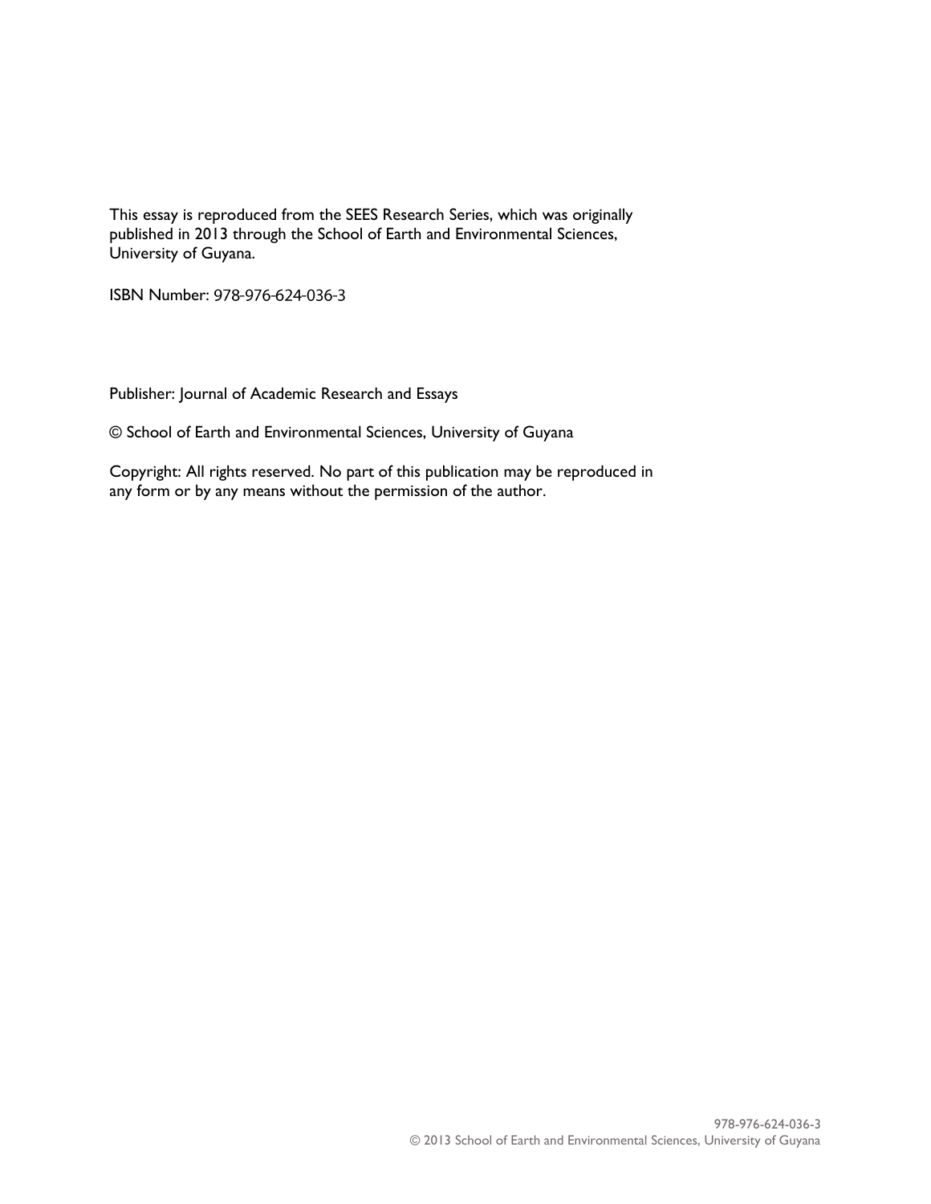This essay is reproduced from the SEES Research Series, which was originally published in 2013 through the School of Earth and Environmental Sciences, University of Guyana.

ISBN Number: 978-976-624-036-3

Publisher: Journal of Academic Research and Essays

© School of Earth and Environmental Sciences, University of Guyana

Copyright: All rights reserved. No part of this publication may be reproduced in any form or by any means without the permission of the author.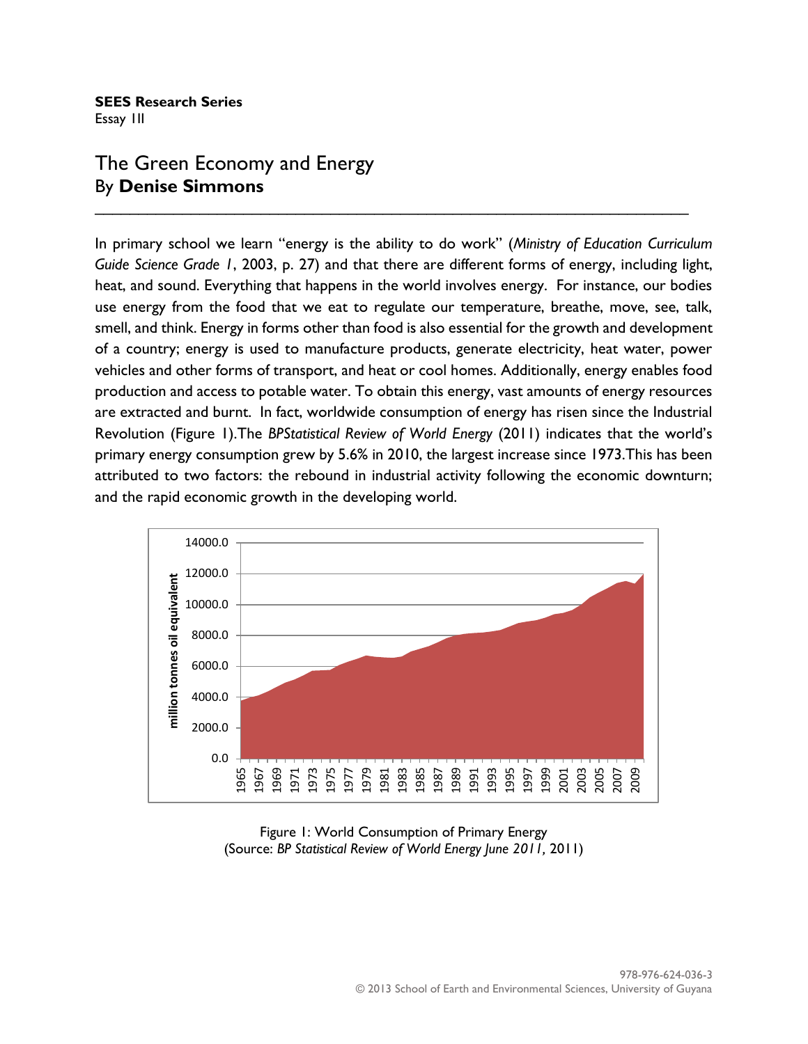**SEES Research Series**
Essay 11

# The Green Economy and Energy
By **Denise Simmons**

---

In primary school we learn "energy is the ability to do work" (*Ministry of Education Curriculum Guide Science Grade 1*, 2003, p. 27) and that there are different forms of energy, including light, heat, and sound. Everything that happens in the world involves energy. For instance, our bodies use energy from the food that we eat to regulate our temperature, breathe, move, see, talk, smell, and think. Energy in forms other than food is also essential for the growth and development of a country; energy is used to manufacture products, generate electricity, heat water, power vehicles and other forms of transport, and heat or cool homes. Additionally, energy enables food production and access to potable water. To obtain this energy, vast amounts of energy resources are extracted and burnt. In fact, worldwide consumption of energy has risen since the Industrial Revolution (Figure 1).The *BPStatistical Review of World Energy* (2011) indicates that the world's primary energy consumption grew by 5.6% in 2010, the largest increase since 1973.This has been attributed to two factors: the rebound in industrial activity following the economic downturn; and the rapid economic growth in the developing world.

Figure 1: World Consumption of Primary Energy
(Source: *BP Statistical Review of World Energy June 2011,* 2011)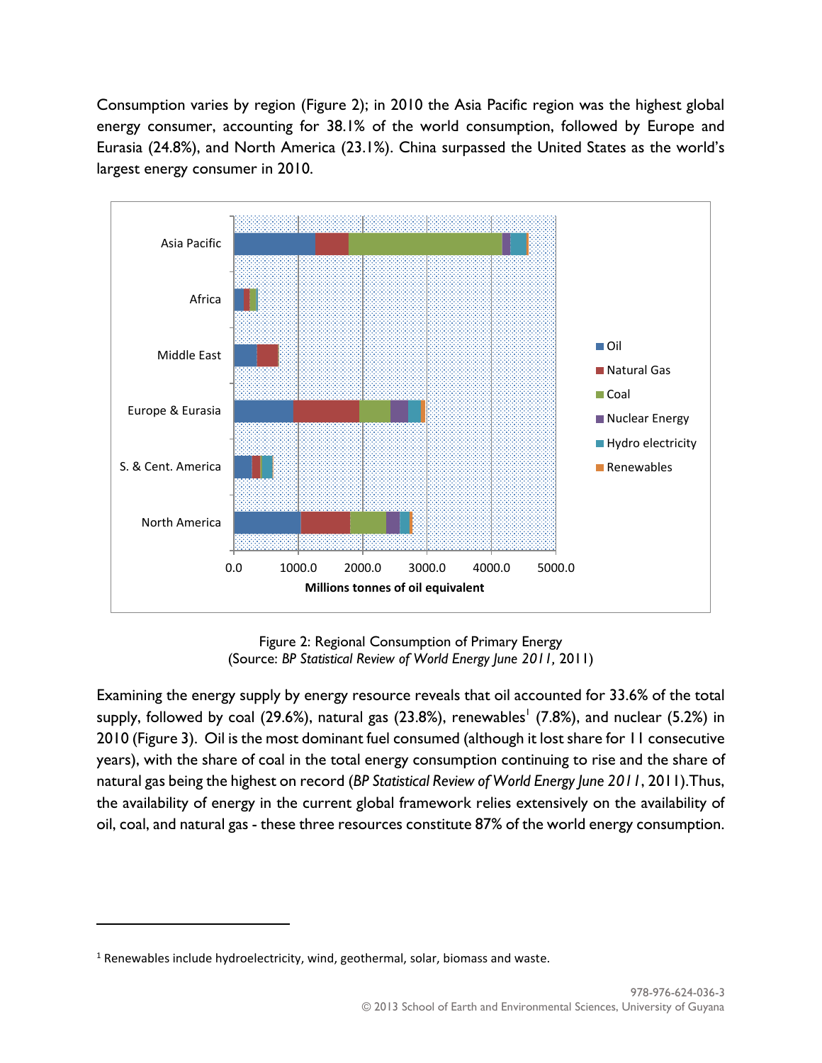Consumption varies by region (Figure 2); in 2010 the Asia Pacific region was the highest global energy consumer, accounting for 38.1% of the world consumption, followed by Europe and Eurasia (24.8%), and North America (23.1%). China surpassed the United States as the world's largest energy consumer in 2010.

Figure 2: Regional Consumption of Primary Energy
(Source: *BP Statistical Review of World Energy June 2011*, 2011)

Examining the energy supply by energy resource reveals that oil accounted for 33.6% of the total supply, followed by coal (29.6%), natural gas (23.8%), renewables[1] (7.8%), and nuclear (5.2%) in 2010 (Figure 3). Oil is the most dominant fuel consumed (although it lost share for 11 consecutive years), with the share of coal in the total energy consumption continuing to rise and the share of natural gas being the highest on record (*BP Statistical Review of World Energy June 2011*, 2011). Thus, the availability of energy in the current global framework relies extensively on the availability of oil, coal, and natural gas - these three resources constitute 87% of the world energy consumption.

[1] Renewables include hydroelectricity, wind, geothermal, solar, biomass and waste.

978-976-624-036-3
© 2013 School of Earth and Environmental Sciences, University of Guyana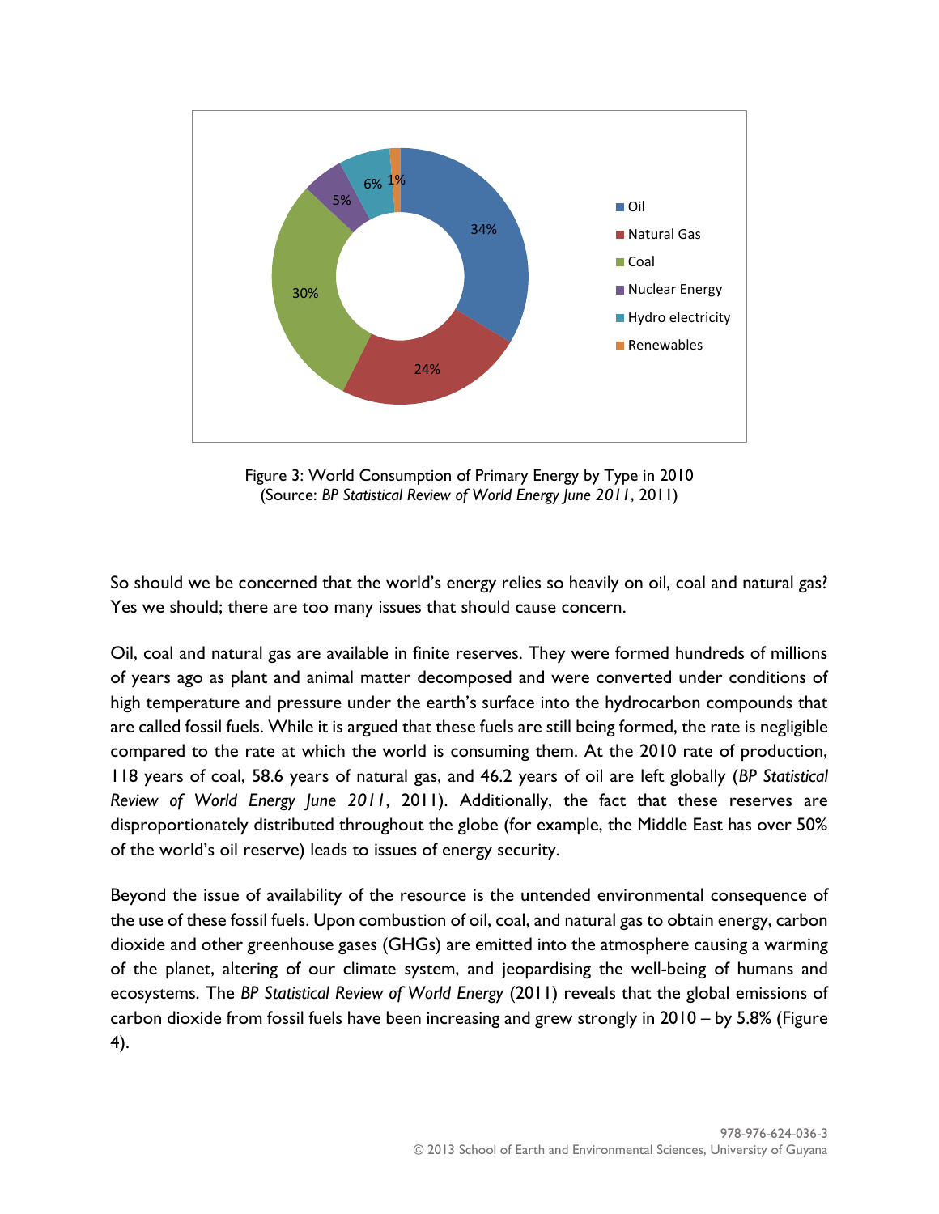Figure 3: World Consumption of Primary Energy by Type in 2010
(Source: *BP Statistical Review of World Energy June 2011*, 2011)

So should we be concerned that the world's energy relies so heavily on oil, coal and natural gas? Yes we should; there are too many issues that should cause concern.

Oil, coal and natural gas are available in finite reserves. They were formed hundreds of millions of years ago as plant and animal matter decomposed and were converted under conditions of high temperature and pressure under the earth's surface into the hydrocarbon compounds that are called fossil fuels. While it is argued that these fuels are still being formed, the rate is negligible compared to the rate at which the world is consuming them. At the 2010 rate of production, 118 years of coal, 58.6 years of natural gas, and 46.2 years of oil are left globally (*BP Statistical Review of World Energy June 2011*, 2011). Additionally, the fact that these reserves are disproportionately distributed throughout the globe (for example, the Middle East has over 50% of the world's oil reserve) leads to issues of energy security.

Beyond the issue of availability of the resource is the untended environmental consequence of the use of these fossil fuels. Upon combustion of oil, coal, and natural gas to obtain energy, carbon dioxide and other greenhouse gases (GHGs) are emitted into the atmosphere causing a warming of the planet, altering of our climate system, and jeopardising the well-being of humans and ecosystems. The *BP Statistical Review of World Energy* (2011) reveals that the global emissions of carbon dioxide from fossil fuels have been increasing and grew strongly in 2010 – by 5.8% (Figure 4).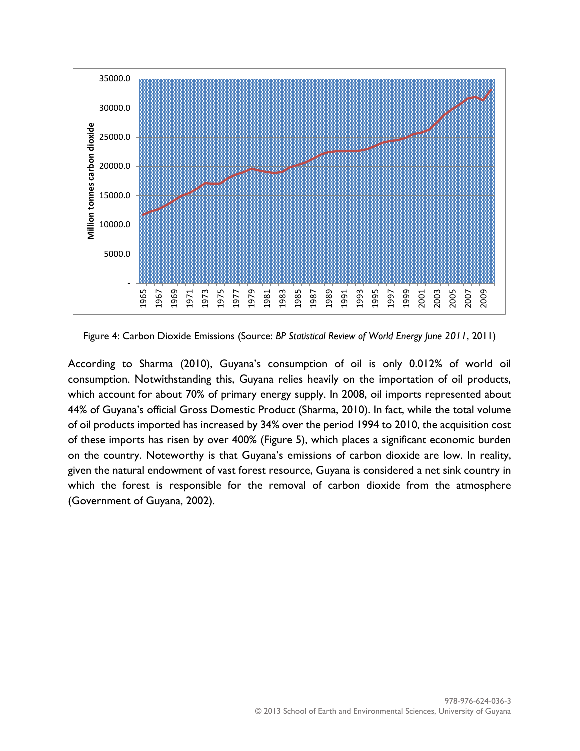Figure 4: Carbon Dioxide Emissions (Source: *BP Statistical Review of World Energy June 2011*, 2011)

According to Sharma (2010), Guyana's consumption of oil is only 0.012% of world oil consumption. Notwithstanding this, Guyana relies heavily on the importation of oil products, which account for about 70% of primary energy supply. In 2008, oil imports represented about 44% of Guyana's official Gross Domestic Product (Sharma, 2010). In fact, while the total volume of oil products imported has increased by 34% over the period 1994 to 2010, the acquisition cost of these imports has risen by over 400% (Figure 5), which places a significant economic burden on the country. Noteworthy is that Guyana's emissions of carbon dioxide are low. In reality, given the natural endowment of vast forest resource, Guyana is considered a net sink country in which the forest is responsible for the removal of carbon dioxide from the atmosphere (Government of Guyana, 2002).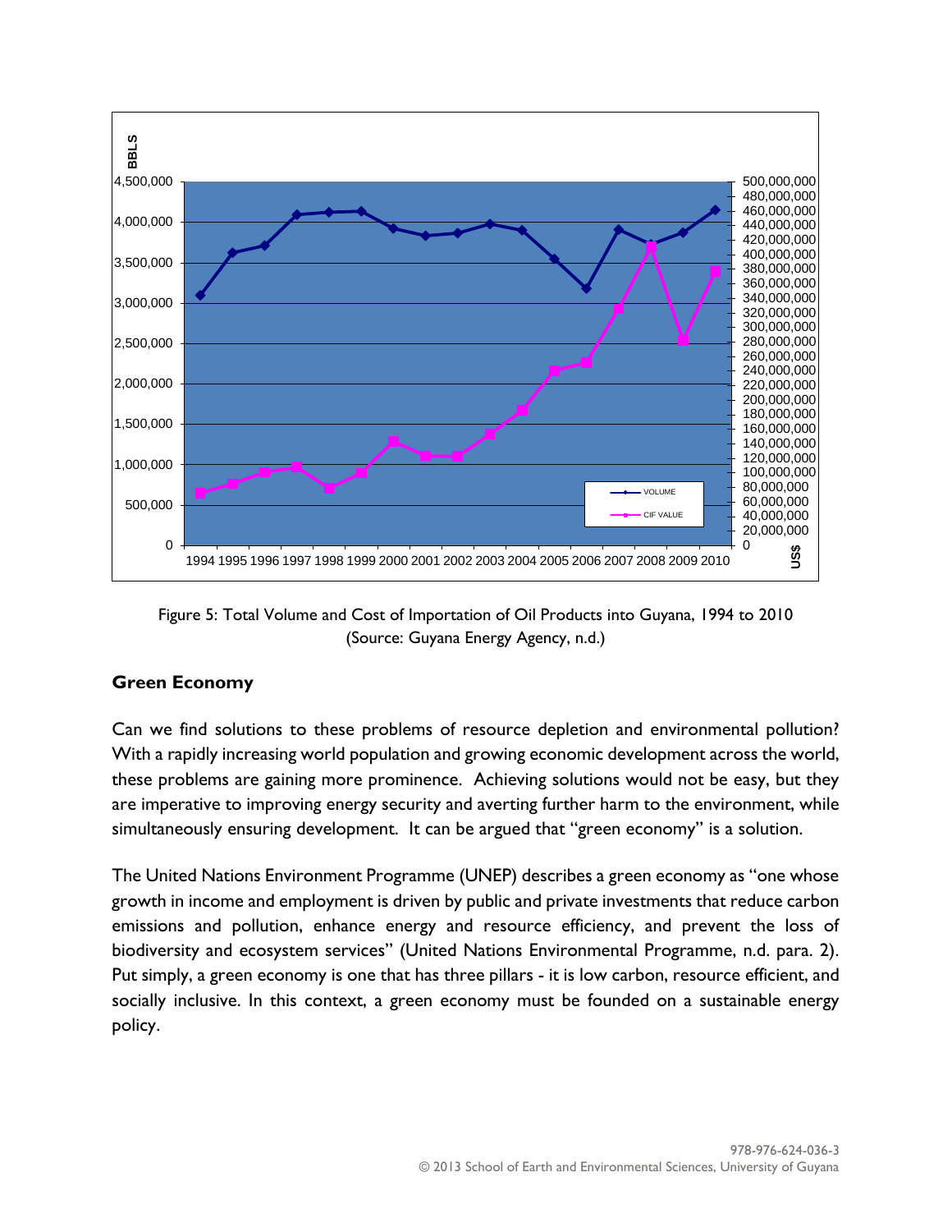Figure 5: Total Volume and Cost of Importation of Oil Products into Guyana, 1994 to 2010 (Source: Guyana Energy Agency, n.d.)

## Green Economy

Can we find solutions to these problems of resource depletion and environmental pollution? With a rapidly increasing world population and growing economic development across the world, these problems are gaining more prominence. Achieving solutions would not be easy, but they are imperative to improving energy security and averting further harm to the environment, while simultaneously ensuring development. It can be argued that "green economy" is a solution.

The United Nations Environment Programme (UNEP) describes a green economy as "one whose growth in income and employment is driven by public and private investments that reduce carbon emissions and pollution, enhance energy and resource efficiency, and prevent the loss of biodiversity and ecosystem services" (United Nations Environmental Programme, n.d. para. 2). Put simply, a green economy is one that has three pillars - it is low carbon, resource efficient, and socially inclusive. In this context, a green economy must be founded on a sustainable energy policy.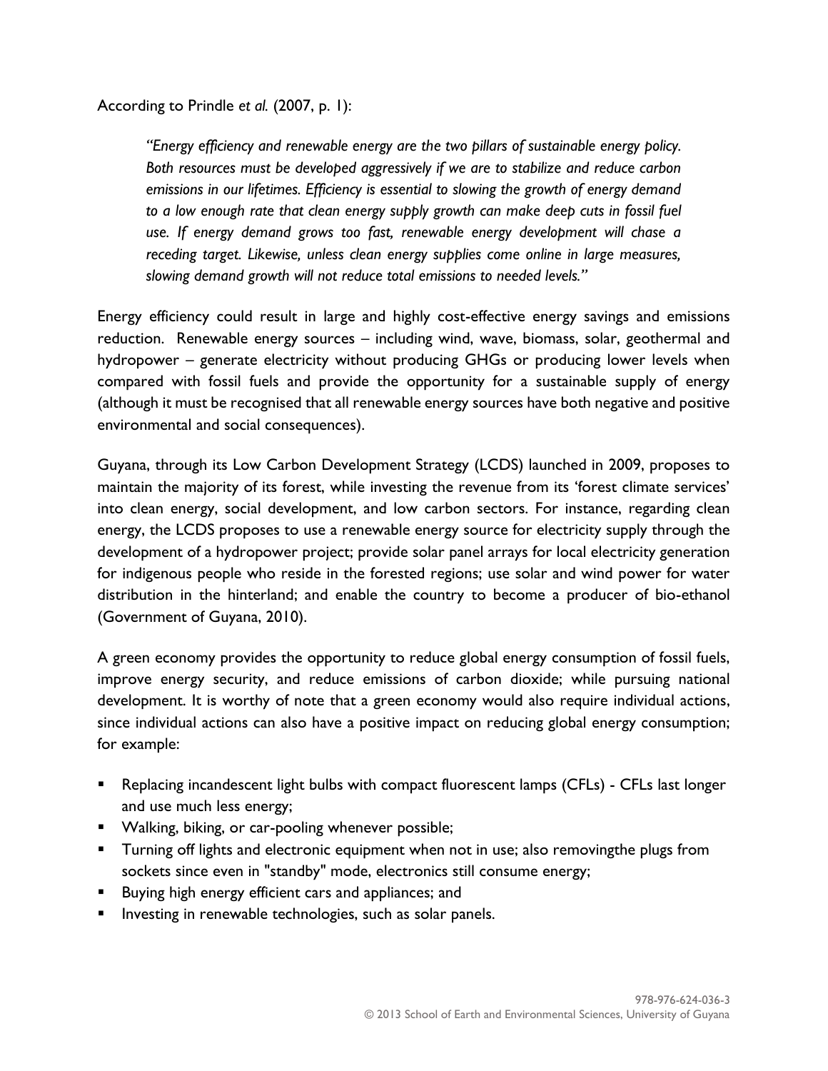According to Prindle *et al.* (2007, p. 1):

> *"Energy efficiency and renewable energy are the two pillars of sustainable energy policy. Both resources must be developed aggressively if we are to stabilize and reduce carbon emissions in our lifetimes. Efficiency is essential to slowing the growth of energy demand to a low enough rate that clean energy supply growth can make deep cuts in fossil fuel use. If energy demand grows too fast, renewable energy development will chase a receding target. Likewise, unless clean energy supplies come online in large measures, slowing demand growth will not reduce total emissions to needed levels."*

Energy efficiency could result in large and highly cost-effective energy savings and emissions reduction. Renewable energy sources – including wind, wave, biomass, solar, geothermal and hydropower – generate electricity without producing GHGs or producing lower levels when compared with fossil fuels and provide the opportunity for a sustainable supply of energy (although it must be recognised that all renewable energy sources have both negative and positive environmental and social consequences).

Guyana, through its Low Carbon Development Strategy (LCDS) launched in 2009, proposes to maintain the majority of its forest, while investing the revenue from its 'forest climate services' into clean energy, social development, and low carbon sectors. For instance, regarding clean energy, the LCDS proposes to use a renewable energy source for electricity supply through the development of a hydropower project; provide solar panel arrays for local electricity generation for indigenous people who reside in the forested regions; use solar and wind power for water distribution in the hinterland; and enable the country to become a producer of bio-ethanol (Government of Guyana, 2010).

A green economy provides the opportunity to reduce global energy consumption of fossil fuels, improve energy security, and reduce emissions of carbon dioxide; while pursuing national development. It is worthy of note that a green economy would also require individual actions, since individual actions can also have a positive impact on reducing global energy consumption; for example:

- Replacing incandescent light bulbs with compact fluorescent lamps (CFLs) - CFLs last longer and use much less energy;
- Walking, biking, or car-pooling whenever possible;
- Turning off lights and electronic equipment when not in use; also removingthe plugs from sockets since even in "standby" mode, electronics still consume energy;
- Buying high energy efficient cars and appliances; and
- Investing in renewable technologies, such as solar panels.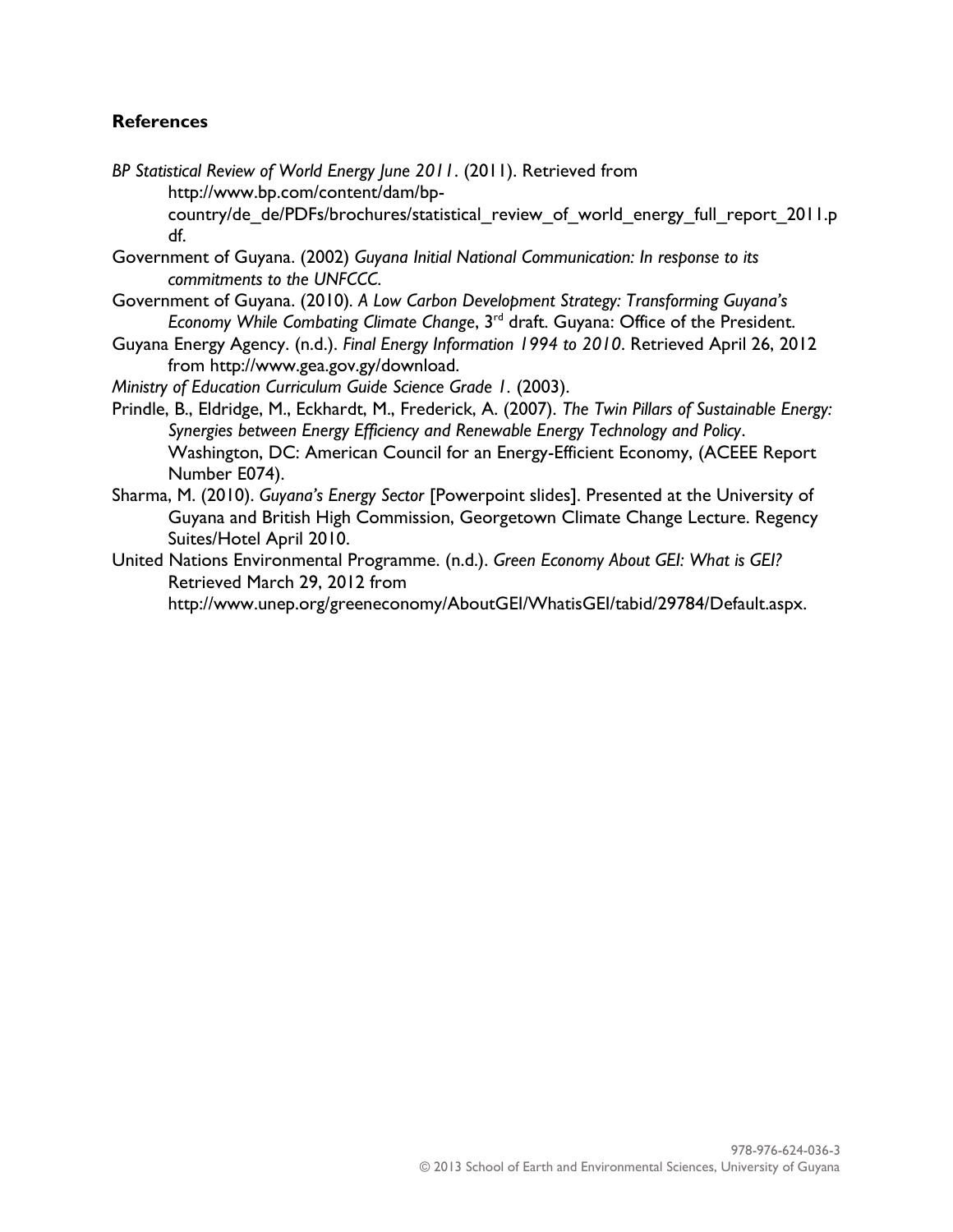## References

*BP Statistical Review of World Energy June 2011*. (2011). Retrieved from http://www.bp.com/content/dam/bp-country/de_de/PDFs/brochures/statistical_review_of_world_energy_full_report_2011.pdf.

Government of Guyana. (2002) *Guyana Initial National Communication: In response to its commitments to the UNFCCC.*

Government of Guyana. (2010). *A Low Carbon Development Strategy: Transforming Guyana's Economy While Combating Climate Change*, 3rd draft. Guyana: Office of the President.

Guyana Energy Agency. (n.d.). *Final Energy Information 1994 to 2010*. Retrieved April 26, 2012 from http://www.gea.gov.gy/download.

*Ministry of Education Curriculum Guide Science Grade 1*. (2003).

Prindle, B., Eldridge, M., Eckhardt, M., Frederick, A. (2007). *The Twin Pillars of Sustainable Energy: Synergies between Energy Efficiency and Renewable Energy Technology and Policy*. Washington, DC: American Council for an Energy-Efficient Economy, (ACEEE Report Number E074).

Sharma, M. (2010). *Guyana's Energy Sector* [Powerpoint slides]. Presented at the University of Guyana and British High Commission, Georgetown Climate Change Lecture. Regency Suites/Hotel April 2010.

United Nations Environmental Programme. (n.d.). *Green Economy About GEI: What is GEI?* Retrieved March 29, 2012 from http://www.unep.org/greeneconomy/AboutGEI/WhatisGEI/tabid/29784/Default.aspx.

978-976-624-036-3
© 2013 School of Earth and Environmental Sciences, University of Guyana